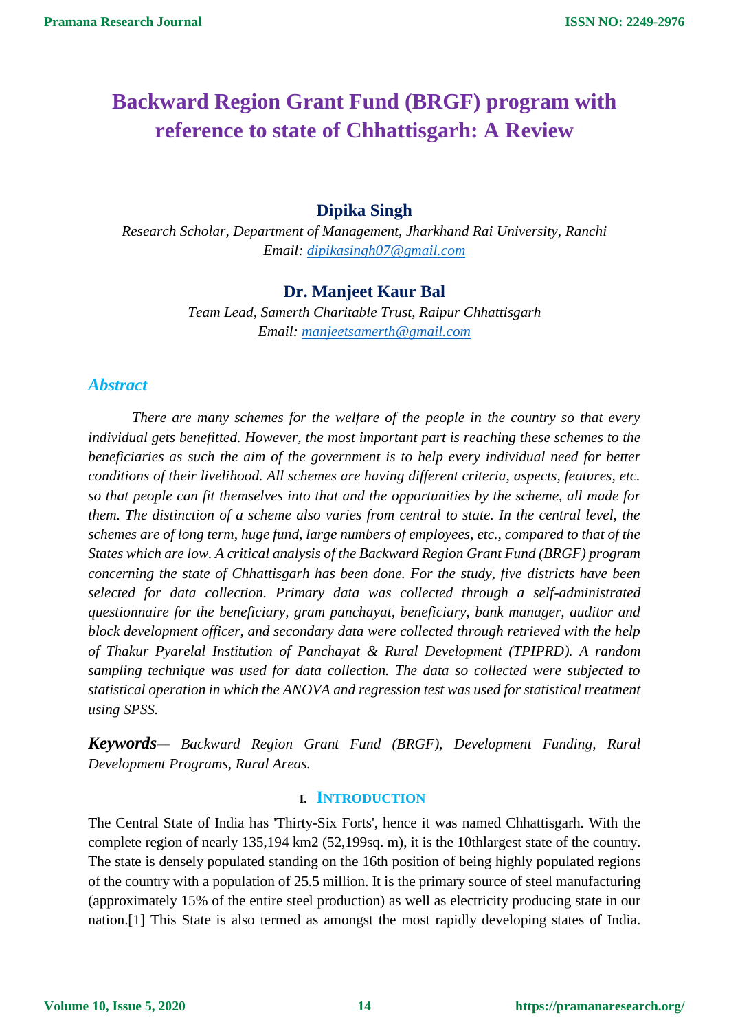# Backward Region Grant Fund (BRGF) program with reference to state of Chhattisgarh: A Review

**Dipika Singh**

*Research Scholar, Department of Management, Jharkhand Rai University, Ranchi*
*Email: dipikasingh07@gmail.com*

**Dr. Manjeet Kaur Bal**

*Team Lead, Samerth Charitable Trust, Raipur Chhattisgarh*
*Email: manjeetsamerth@gmail.com*

## *Abstract*

*There are many schemes for the welfare of the people in the country so that every individual gets benefitted. However, the most important part is reaching these schemes to the beneficiaries as such the aim of the government is to help every individual need for better conditions of their livelihood. All schemes are having different criteria, aspects, features, etc. so that people can fit themselves into that and the opportunities by the scheme, all made for them. The distinction of a scheme also varies from central to state. In the central level, the schemes are of long term, huge fund, large numbers of employees, etc., compared to that of the States which are low. A critical analysis of the Backward Region Grant Fund (BRGF) program concerning the state of Chhattisgarh has been done. For the study, five districts have been selected for data collection. Primary data was collected through a self-administrated questionnaire for the beneficiary, gram panchayat, beneficiary, bank manager, auditor and block development officer, and secondary data were collected through retrieved with the help of Thakur Pyarelal Institution of Panchayat & Rural Development (TPIPRD). A random sampling technique was used for data collection. The data so collected were subjected to statistical operation in which the ANOVA and regression test was used for statistical treatment using SPSS.*

***Keywords***— *Backward Region Grant Fund (BRGF), Development Funding, Rural Development Programs, Rural Areas.*

## I. Introduction

The Central State of India has 'Thirty-Six Forts', hence it was named Chhattisgarh. With the complete region of nearly 135,194 km2 (52,199sq. m), it is the 10thlargest state of the country. The state is densely populated standing on the 16th position of being highly populated regions of the country with a population of 25.5 million. It is the primary source of steel manufacturing (approximately 15% of the entire steel production) as well as electricity producing state in our nation.[1] This State is also termed as amongst the most rapidly developing states of India.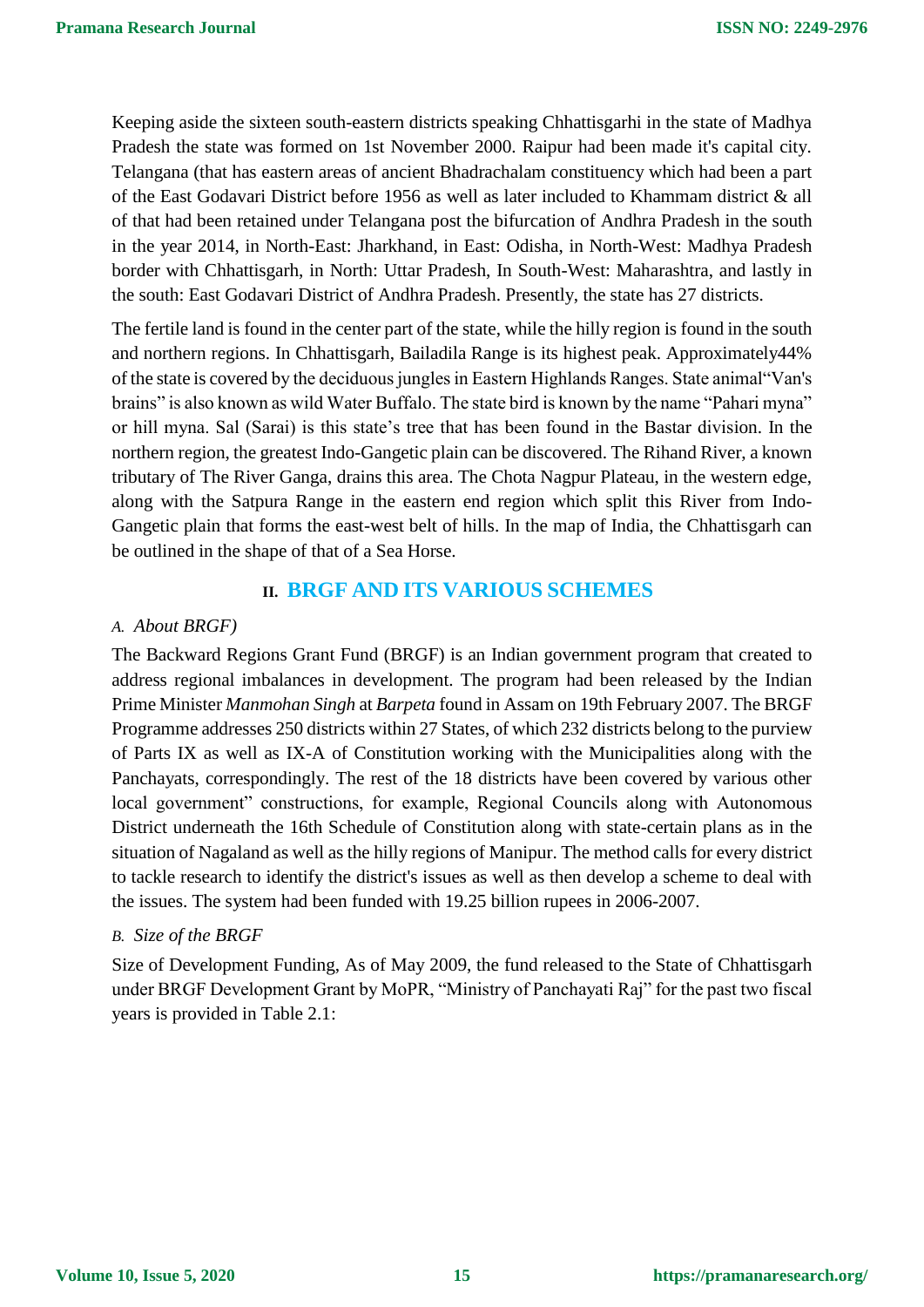Keeping aside the sixteen south-eastern districts speaking Chhattisgarhi in the state of Madhya Pradesh the state was formed on 1st November 2000. Raipur had been made it's capital city. Telangana (that has eastern areas of ancient Bhadrachalam constituency which had been a part of the East Godavari District before 1956 as well as later included to Khammam district & all of that had been retained under Telangana post the bifurcation of Andhra Pradesh in the south in the year 2014, in North-East: Jharkhand, in East: Odisha, in North-West: Madhya Pradesh border with Chhattisgarh, in North: Uttar Pradesh, In South-West: Maharashtra, and lastly in the south: East Godavari District of Andhra Pradesh. Presently, the state has 27 districts.

The fertile land is found in the center part of the state, while the hilly region is found in the south and northern regions. In Chhattisgarh, Bailadila Range is its highest peak. Approximately44% of the state is covered by the deciduous jungles in Eastern Highlands Ranges. State animal"Van's brains" is also known as wild Water Buffalo. The state bird is known by the name "Pahari myna" or hill myna. Sal (Sarai) is this state's tree that has been found in the Bastar division. In the northern region, the greatest Indo-Gangetic plain can be discovered. The Rihand River, a known tributary of The River Ganga, drains this area. The Chota Nagpur Plateau, in the western edge, along with the Satpura Range in the eastern end region which split this River from Indo-Gangetic plain that forms the east-west belt of hills. In the map of India, the Chhattisgarh can be outlined in the shape of that of a Sea Horse.

## II. BRGF AND ITS VARIOUS SCHEMES

### A. *About BRGF)*

The Backward Regions Grant Fund (BRGF) is an Indian government program that created to address regional imbalances in development. The program had been released by the Indian Prime Minister *Manmohan Singh* at *Barpeta* found in Assam on 19th February 2007. The BRGF Programme addresses 250 districts within 27 States, of which 232 districts belong to the purview of Parts IX as well as IX-A of Constitution working with the Municipalities along with the Panchayats, correspondingly. The rest of the 18 districts have been covered by various other local government" constructions, for example, Regional Councils along with Autonomous District underneath the 16th Schedule of Constitution along with state-certain plans as in the situation of Nagaland as well as the hilly regions of Manipur. The method calls for every district to tackle research to identify the district's issues as well as then develop a scheme to deal with the issues. The system had been funded with 19.25 billion rupees in 2006-2007.

### B. *Size of the BRGF*

Size of Development Funding, As of May 2009, the fund released to the State of Chhattisgarh under BRGF Development Grant by MoPR, "Ministry of Panchayati Raj" for the past two fiscal years is provided in Table 2.1: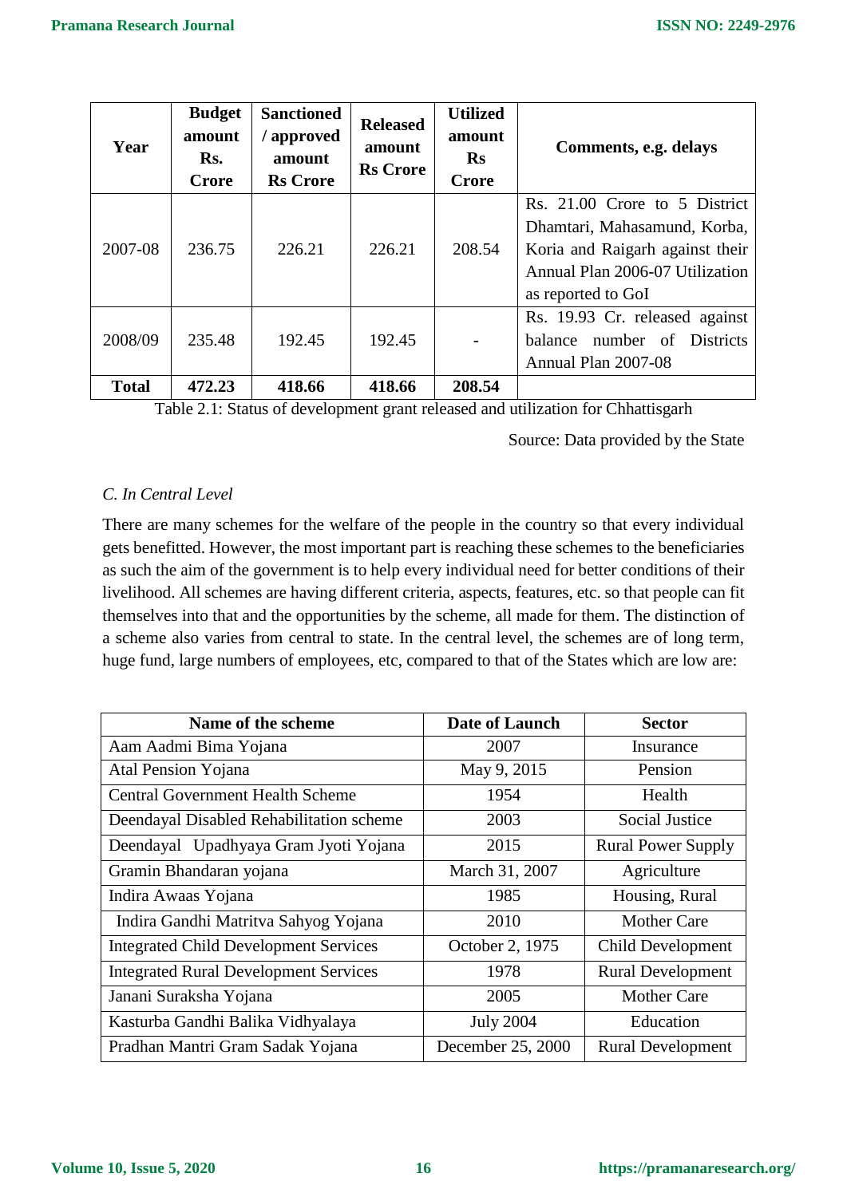| Year | Budget amount Rs. Crore | Sanctioned / approved amount Rs Crore | Released amount Rs Crore | Utilized amount Rs Crore | Comments, e.g. delays |
|---|---|---|---|---|---|
| 2007-08 | 236.75 | 226.21 | 226.21 | 208.54 | Rs. 21.00 Crore to 5 District Dhamtari, Mahasamund, Korba, Koria and Raigarh against their Annual Plan 2006-07 Utilization as reported to GoI |
| 2008/09 | 235.48 | 192.45 | 192.45 | - | Rs. 19.93 Cr. released against balance number of Districts Annual Plan 2007-08 |
| **Total** | **472.23** | **418.66** | **418.66** | **208.54** | |

Table 2.1: Status of development grant released and utilization for Chhattisgarh

Source: Data provided by the State

*C. In Central Level*

There are many schemes for the welfare of the people in the country so that every individual gets benefitted. However, the most important part is reaching these schemes to the beneficiaries as such the aim of the government is to help every individual need for better conditions of their livelihood. All schemes are having different criteria, aspects, features, etc. so that people can fit themselves into that and the opportunities by the scheme, all made for them. The distinction of a scheme also varies from central to state. In the central level, the schemes are of long term, huge fund, large numbers of employees, etc, compared to that of the States which are low are:

| Name of the scheme | Date of Launch | Sector |
|---|---|---|
| Aam Aadmi Bima Yojana | 2007 | Insurance |
| Atal Pension Yojana | May 9, 2015 | Pension |
| Central Government Health Scheme | 1954 | Health |
| Deendayal Disabled Rehabilitation scheme | 2003 | Social Justice |
| Deendayal Upadhyaya Gram Jyoti Yojana | 2015 | Rural Power Supply |
| Gramin Bhandaran yojana | March 31, 2007 | Agriculture |
| Indira Awaas Yojana | 1985 | Housing, Rural |
| Indira Gandhi Matritva Sahyog Yojana | 2010 | Mother Care |
| Integrated Child Development Services | October 2, 1975 | Child Development |
| Integrated Rural Development Services | 1978 | Rural Development |
| Janani Suraksha Yojana | 2005 | Mother Care |
| Kasturba Gandhi Balika Vidhyalaya | July 2004 | Education |
| Pradhan Mantri Gram Sadak Yojana | December 25, 2000 | Rural Development |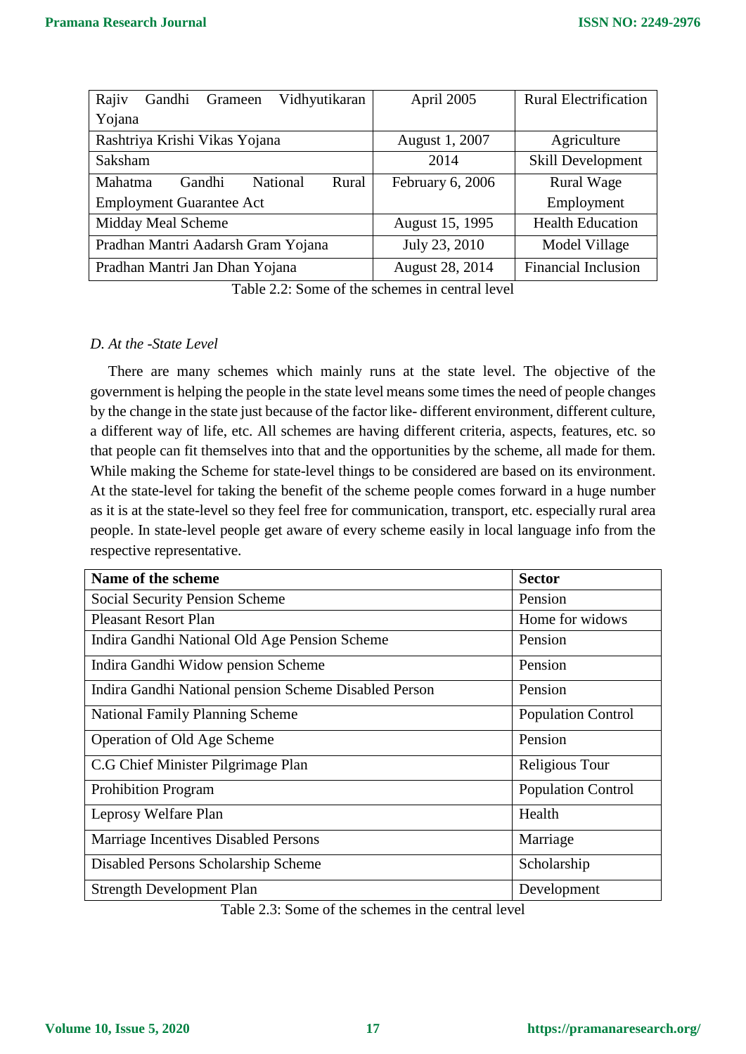| Rajiv Gandhi Grameen Vidhyutikaran Yojana | April 2005 | Rural Electrification |
|---|---|---|
| Rashtriya Krishi Vikas Yojana | August 1, 2007 | Agriculture |
| Saksham | 2014 | Skill Development |
| Mahatma Gandhi National Rural Employment Guarantee Act | February 6, 2006 | Rural Wage Employment |
| Midday Meal Scheme | August 15, 1995 | Health Education |
| Pradhan Mantri Aadarsh Gram Yojana | July 23, 2010 | Model Village |
| Pradhan Mantri Jan Dhan Yojana | August 28, 2014 | Financial Inclusion |

Table 2.2: Some of the schemes in central level

*D. At the -State Level*

There are many schemes which mainly runs at the state level. The objective of the government is helping the people in the state level means some times the need of people changes by the change in the state just because of the factor like- different environment, different culture, a different way of life, etc. All schemes are having different criteria, aspects, features, etc. so that people can fit themselves into that and the opportunities by the scheme, all made for them. While making the Scheme for state-level things to be considered are based on its environment. At the state-level for taking the benefit of the scheme people comes forward in a huge number as it is at the state-level so they feel free for communication, transport, etc. especially rural area people. In state-level people get aware of every scheme easily in local language info from the respective representative.

| **Name of the scheme** | **Sector** |
|---|---|
| Social Security Pension Scheme | Pension |
| Pleasant Resort Plan | Home for widows |
| Indira Gandhi National Old Age Pension Scheme | Pension |
| Indira Gandhi Widow pension Scheme | Pension |
| Indira Gandhi National pension Scheme Disabled Person | Pension |
| National Family Planning Scheme | Population Control |
| Operation of Old Age Scheme | Pension |
| C.G Chief Minister Pilgrimage Plan | Religious Tour |
| Prohibition Program | Population Control |
| Leprosy Welfare Plan | Health |
| Marriage Incentives Disabled Persons | Marriage |
| Disabled Persons Scholarship Scheme | Scholarship |
| Strength Development Plan | Development |

Table 2.3: Some of the schemes in the central level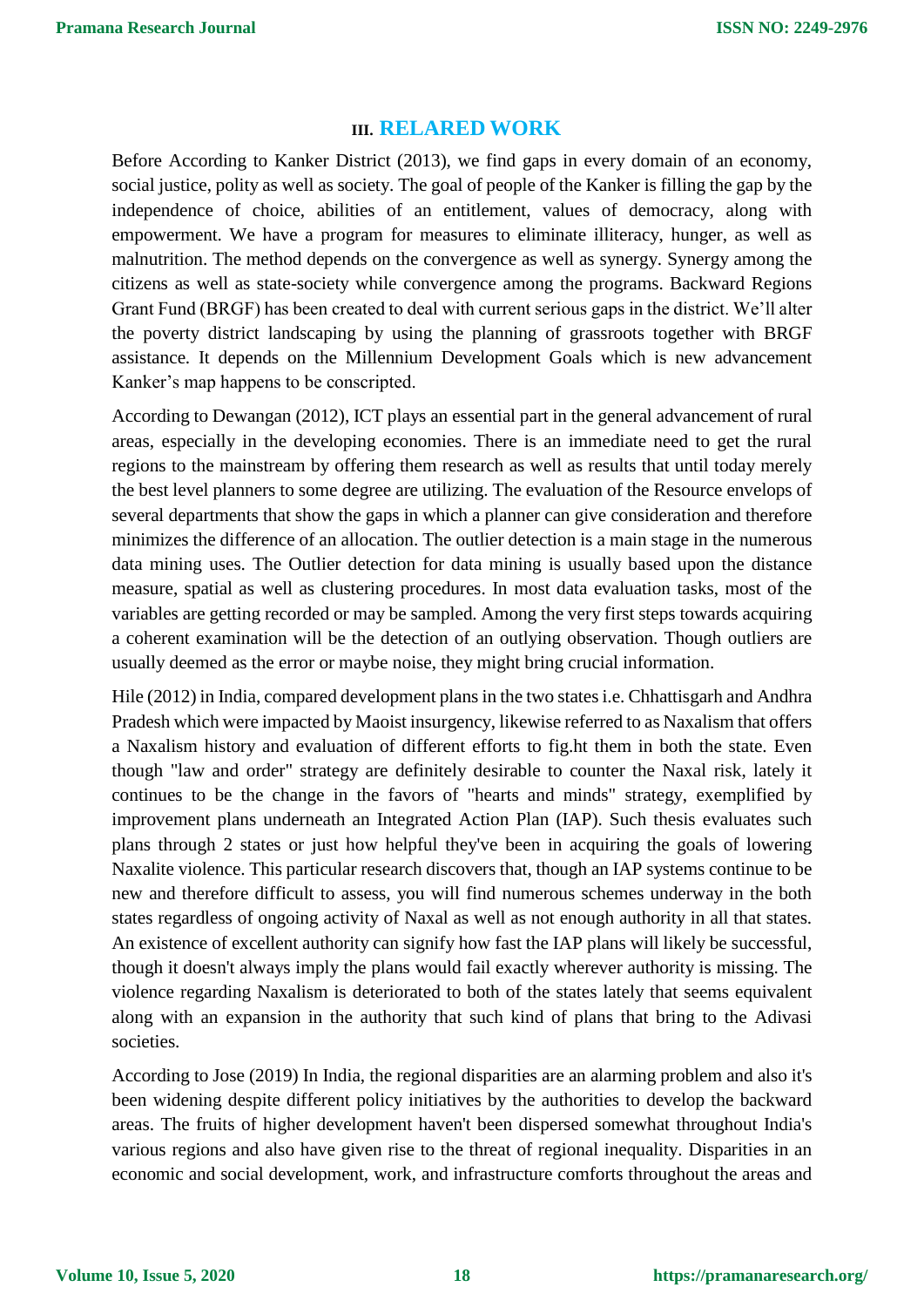## III. RELARED WORK

Before According to Kanker District (2013), we find gaps in every domain of an economy, social justice, polity as well as society. The goal of people of the Kanker is filling the gap by the independence of choice, abilities of an entitlement, values of democracy, along with empowerment. We have a program for measures to eliminate illiteracy, hunger, as well as malnutrition. The method depends on the convergence as well as synergy. Synergy among the citizens as well as state-society while convergence among the programs. Backward Regions Grant Fund (BRGF) has been created to deal with current serious gaps in the district. We'll alter the poverty district landscaping by using the planning of grassroots together with BRGF assistance. It depends on the Millennium Development Goals which is new advancement Kanker's map happens to be conscripted.

According to Dewangan (2012), ICT plays an essential part in the general advancement of rural areas, especially in the developing economies. There is an immediate need to get the rural regions to the mainstream by offering them research as well as results that until today merely the best level planners to some degree are utilizing. The evaluation of the Resource envelops of several departments that show the gaps in which a planner can give consideration and therefore minimizes the difference of an allocation. The outlier detection is a main stage in the numerous data mining uses. The Outlier detection for data mining is usually based upon the distance measure, spatial as well as clustering procedures. In most data evaluation tasks, most of the variables are getting recorded or may be sampled. Among the very first steps towards acquiring a coherent examination will be the detection of an outlying observation. Though outliers are usually deemed as the error or maybe noise, they might bring crucial information.

Hile (2012) in India, compared development plans in the two states i.e. Chhattisgarh and Andhra Pradesh which were impacted by Maoist insurgency, likewise referred to as Naxalism that offers a Naxalism history and evaluation of different efforts to fig.ht them in both the state. Even though "law and order" strategy are definitely desirable to counter the Naxal risk, lately it continues to be the change in the favors of "hearts and minds" strategy, exemplified by improvement plans underneath an Integrated Action Plan (IAP). Such thesis evaluates such plans through 2 states or just how helpful they've been in acquiring the goals of lowering Naxalite violence. This particular research discovers that, though an IAP systems continue to be new and therefore difficult to assess, you will find numerous schemes underway in the both states regardless of ongoing activity of Naxal as well as not enough authority in all that states. An existence of excellent authority can signify how fast the IAP plans will likely be successful, though it doesn't always imply the plans would fail exactly wherever authority is missing. The violence regarding Naxalism is deteriorated to both of the states lately that seems equivalent along with an expansion in the authority that such kind of plans that bring to the Adivasi societies.

According to Jose (2019) In India, the regional disparities are an alarming problem and also it's been widening despite different policy initiatives by the authorities to develop the backward areas. The fruits of higher development haven't been dispersed somewhat throughout India's various regions and also have given rise to the threat of regional inequality. Disparities in an economic and social development, work, and infrastructure comforts throughout the areas and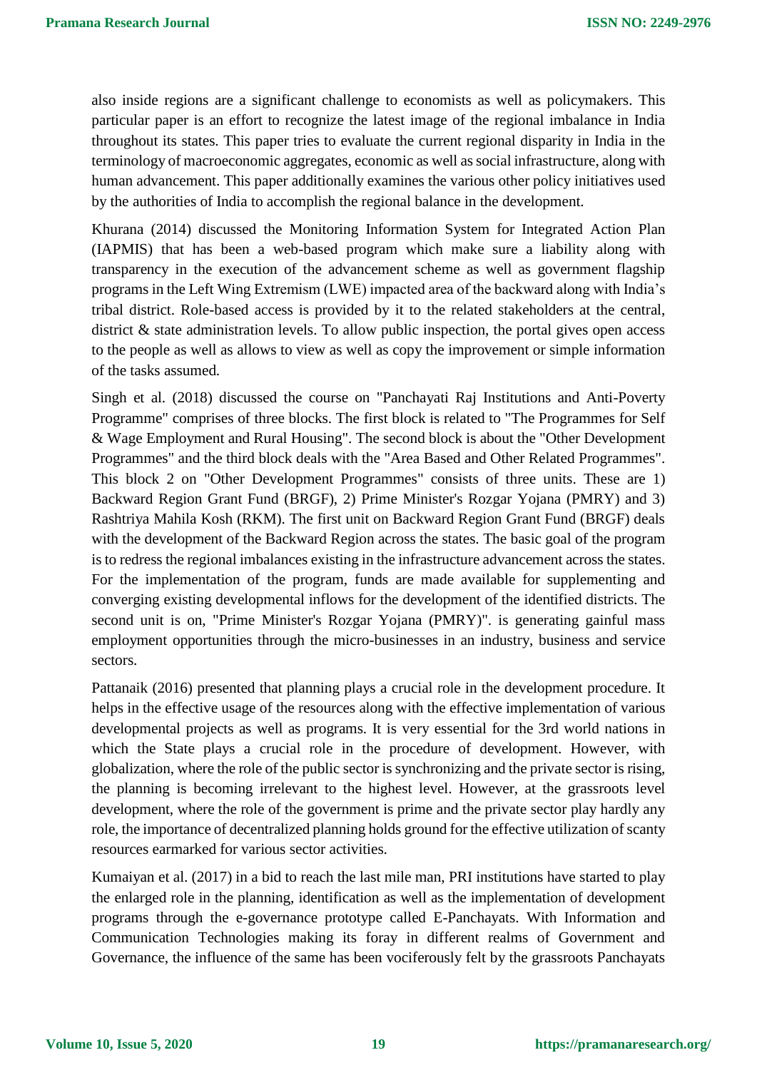also inside regions are a significant challenge to economists as well as policymakers. This particular paper is an effort to recognize the latest image of the regional imbalance in India throughout its states. This paper tries to evaluate the current regional disparity in India in the terminology of macroeconomic aggregates, economic as well as social infrastructure, along with human advancement. This paper additionally examines the various other policy initiatives used by the authorities of India to accomplish the regional balance in the development.

Khurana (2014) discussed the Monitoring Information System for Integrated Action Plan (IAPMIS) that has been a web-based program which make sure a liability along with transparency in the execution of the advancement scheme as well as government flagship programs in the Left Wing Extremism (LWE) impacted area of the backward along with India's tribal district. Role-based access is provided by it to the related stakeholders at the central, district & state administration levels. To allow public inspection, the portal gives open access to the people as well as allows to view as well as copy the improvement or simple information of the tasks assumed.

Singh et al. (2018) discussed the course on "Panchayati Raj Institutions and Anti-Poverty Programme" comprises of three blocks. The first block is related to "The Programmes for Self & Wage Employment and Rural Housing". The second block is about the "Other Development Programmes" and the third block deals with the "Area Based and Other Related Programmes". This block 2 on "Other Development Programmes" consists of three units. These are 1) Backward Region Grant Fund (BRGF), 2) Prime Minister's Rozgar Yojana (PMRY) and 3) Rashtriya Mahila Kosh (RKM). The first unit on Backward Region Grant Fund (BRGF) deals with the development of the Backward Region across the states. The basic goal of the program is to redress the regional imbalances existing in the infrastructure advancement across the states. For the implementation of the program, funds are made available for supplementing and converging existing developmental inflows for the development of the identified districts. The second unit is on, "Prime Minister's Rozgar Yojana (PMRY)". is generating gainful mass employment opportunities through the micro-businesses in an industry, business and service sectors.

Pattanaik (2016) presented that planning plays a crucial role in the development procedure. It helps in the effective usage of the resources along with the effective implementation of various developmental projects as well as programs. It is very essential for the 3rd world nations in which the State plays a crucial role in the procedure of development. However, with globalization, where the role of the public sector is synchronizing and the private sector is rising, the planning is becoming irrelevant to the highest level. However, at the grassroots level development, where the role of the government is prime and the private sector play hardly any role, the importance of decentralized planning holds ground for the effective utilization of scanty resources earmarked for various sector activities.

Kumaiyan et al. (2017) in a bid to reach the last mile man, PRI institutions have started to play the enlarged role in the planning, identification as well as the implementation of development programs through the e-governance prototype called E-Panchayats. With Information and Communication Technologies making its foray in different realms of Government and Governance, the influence of the same has been vociferously felt by the grassroots Panchayats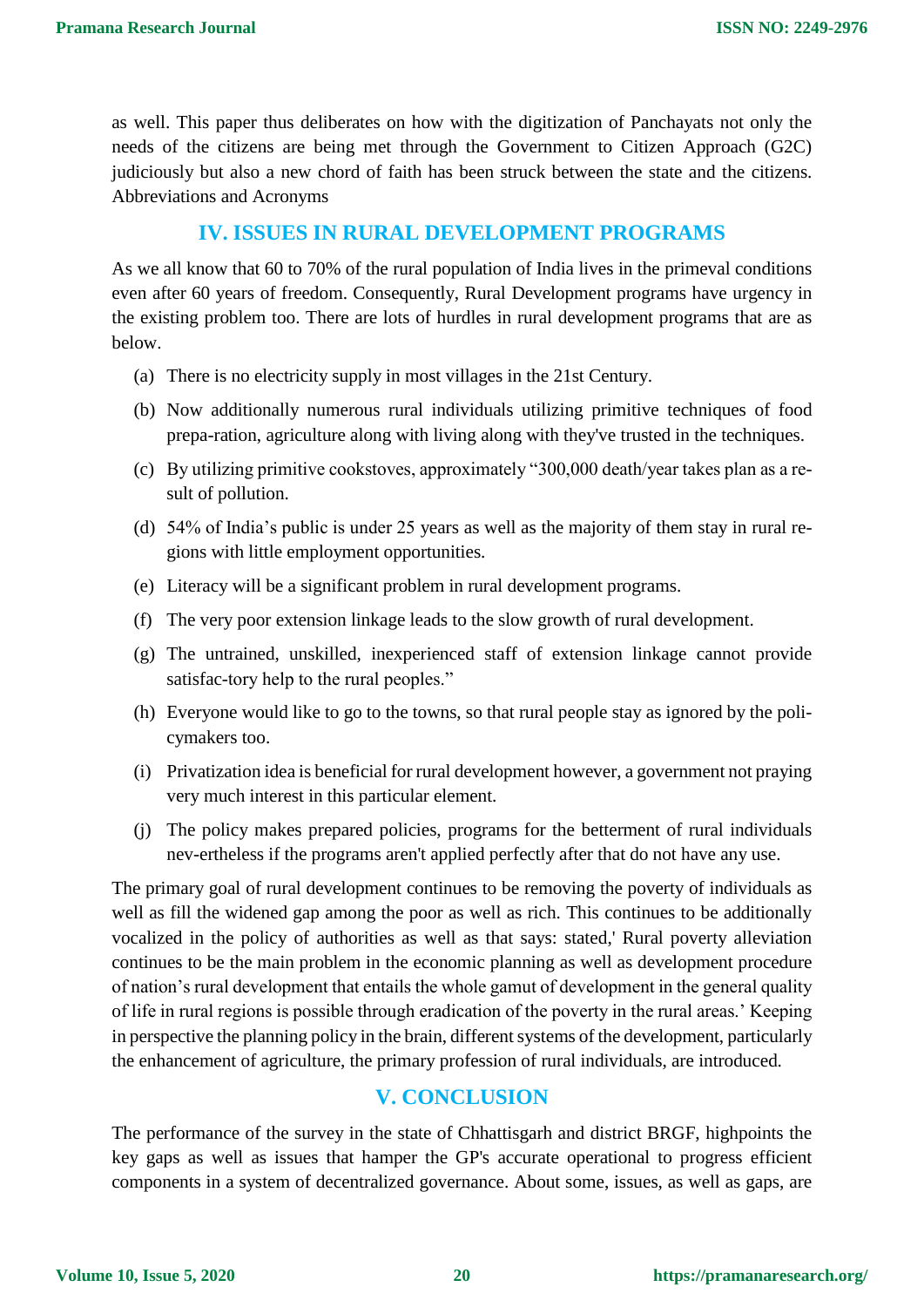as well. This paper thus deliberates on how with the digitization of Panchayats not only the needs of the citizens are being met through the Government to Citizen Approach (G2C) judiciously but also a new chord of faith has been struck between the state and the citizens. Abbreviations and Acronyms

## IV. ISSUES IN RURAL DEVELOPMENT PROGRAMS

As we all know that 60 to 70% of the rural population of India lives in the primeval conditions even after 60 years of freedom. Consequently, Rural Development programs have urgency in the existing problem too. There are lots of hurdles in rural development programs that are as below.

(a) There is no electricity supply in most villages in the 21st Century.

(b) Now additionally numerous rural individuals utilizing primitive techniques of food prepa-ration, agriculture along with living along with they've trusted in the techniques.

(c) By utilizing primitive cookstoves, approximately "300,000 death/year takes plan as a re-sult of pollution.

(d) 54% of India's public is under 25 years as well as the majority of them stay in rural re-gions with little employment opportunities.

(e) Literacy will be a significant problem in rural development programs.

(f) The very poor extension linkage leads to the slow growth of rural development.

(g) The untrained, unskilled, inexperienced staff of extension linkage cannot provide satisfac-tory help to the rural peoples."

(h) Everyone would like to go to the towns, so that rural people stay as ignored by the poli-cymakers too.

(i) Privatization idea is beneficial for rural development however, a government not praying very much interest in this particular element.

(j) The policy makes prepared policies, programs for the betterment of rural individuals nev-ertheless if the programs aren't applied perfectly after that do not have any use.

The primary goal of rural development continues to be removing the poverty of individuals as well as fill the widened gap among the poor as well as rich. This continues to be additionally vocalized in the policy of authorities as well as that says: stated,' Rural poverty alleviation continues to be the main problem in the economic planning as well as development procedure of nation's rural development that entails the whole gamut of development in the general quality of life in rural regions is possible through eradication of the poverty in the rural areas.' Keeping in perspective the planning policy in the brain, different systems of the development, particularly the enhancement of agriculture, the primary profession of rural individuals, are introduced.

## V. CONCLUSION

The performance of the survey in the state of Chhattisgarh and district BRGF, highpoints the key gaps as well as issues that hamper the GP's accurate operational to progress efficient components in a system of decentralized governance. About some, issues, as well as gaps, are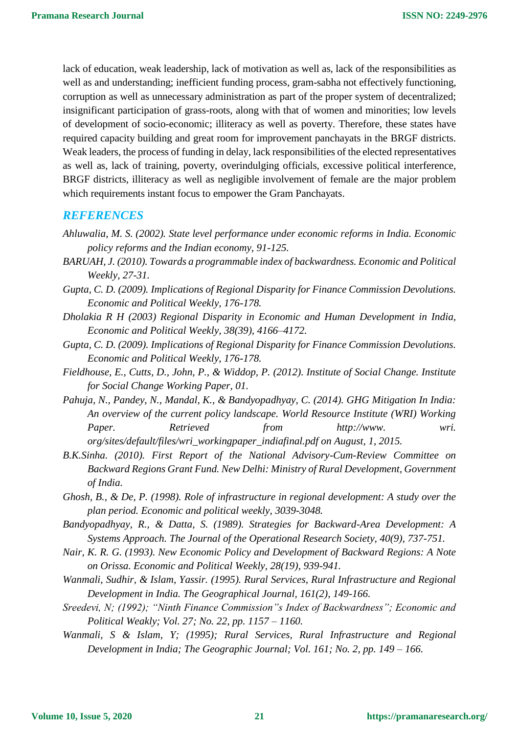lack of education, weak leadership, lack of motivation as well as, lack of the responsibilities as well as and understanding; inefficient funding process, gram-sabha not effectively functioning, corruption as well as unnecessary administration as part of the proper system of decentralized; insignificant participation of grass-roots, along with that of women and minorities; low levels of development of socio-economic; illiteracy as well as poverty. Therefore, these states have required capacity building and great room for improvement panchayats in the BRGF districts. Weak leaders, the process of funding in delay, lack responsibilities of the elected representatives as well as, lack of training, poverty, overindulging officials, excessive political interference, BRGF districts, illiteracy as well as negligible involvement of female are the major problem which requirements instant focus to empower the Gram Panchayats.

## REFERENCES

*Ahluwalia, M. S. (2002). State level performance under economic reforms in India. Economic policy reforms and the Indian economy, 91-125.*

*BARUAH, J. (2010). Towards a programmable index of backwardness. Economic and Political Weekly, 27-31.*

*Gupta, C. D. (2009). Implications of Regional Disparity for Finance Commission Devolutions. Economic and Political Weekly, 176-178.*

*Dholakia R H (2003) Regional Disparity in Economic and Human Development in India, Economic and Political Weekly, 38(39), 4166–4172.*

*Gupta, C. D. (2009). Implications of Regional Disparity for Finance Commission Devolutions. Economic and Political Weekly, 176-178.*

*Fieldhouse, E., Cutts, D., John, P., & Widdop, P. (2012). Institute of Social Change. Institute for Social Change Working Paper, 01.*

*Pahuja, N., Pandey, N., Mandal, K., & Bandyopadhyay, C. (2014). GHG Mitigation In India: An overview of the current policy landscape. World Resource Institute (WRI) Working Paper. Retrieved from http://www. wri. org/sites/default/files/wri_workingpaper_indiafinal.pdf on August, 1, 2015.*

*B.K.Sinha. (2010). First Report of the National Advisory-Cum-Review Committee on Backward Regions Grant Fund. New Delhi: Ministry of Rural Development, Government of India.*

*Ghosh, B., & De, P. (1998). Role of infrastructure in regional development: A study over the plan period. Economic and political weekly, 3039-3048.*

*Bandyopadhyay, R., & Datta, S. (1989). Strategies for Backward-Area Development: A Systems Approach. The Journal of the Operational Research Society, 40(9), 737-751.*

*Nair, K. R. G. (1993). New Economic Policy and Development of Backward Regions: A Note on Orissa. Economic and Political Weekly, 28(19), 939-941.*

*Wanmali, Sudhir, & Islam, Yassir. (1995). Rural Services, Rural Infrastructure and Regional Development in India. The Geographical Journal, 161(2), 149-166.*

*Sreedevi, N; (1992); "Ninth Finance Commission"s Index of Backwardness"; Economic and Political Weakly; Vol. 27; No. 22, pp. 1157 – 1160.*

*Wanmali, S & Islam, Y; (1995); Rural Services, Rural Infrastructure and Regional Development in India; The Geographic Journal; Vol. 161; No. 2, pp. 149 – 166.*